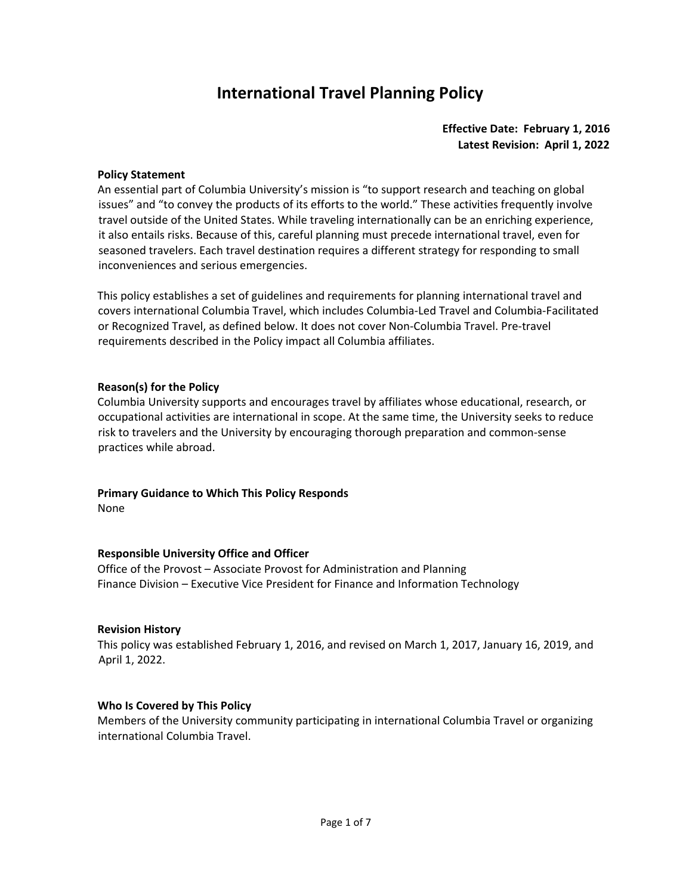# International Travel Planning Policy

**Effective Date: February 1, 2016**
**Latest Revision: April 1, 2022**

### Policy Statement

An essential part of Columbia University's mission is "to support research and teaching on global issues" and "to convey the products of its efforts to the world." These activities frequently involve travel outside of the United States. While traveling internationally can be an enriching experience, it also entails risks. Because of this, careful planning must precede international travel, even for seasoned travelers. Each travel destination requires a different strategy for responding to small inconveniences and serious emergencies.

This policy establishes a set of guidelines and requirements for planning international travel and covers international Columbia Travel, which includes Columbia-Led Travel and Columbia-Facilitated or Recognized Travel, as defined below. It does not cover Non-Columbia Travel. Pre-travel requirements described in the Policy impact all Columbia affiliates.

### Reason(s) for the Policy

Columbia University supports and encourages travel by affiliates whose educational, research, or occupational activities are international in scope. At the same time, the University seeks to reduce risk to travelers and the University by encouraging thorough preparation and common-sense practices while abroad.

### Primary Guidance to Which This Policy Responds

None

### Responsible University Office and Officer

Office of the Provost – Associate Provost for Administration and Planning
Finance Division – Executive Vice President for Finance and Information Technology

### Revision History

This policy was established February 1, 2016, and revised on March 1, 2017, January 16, 2019, and April 1, 2022.

### Who Is Covered by This Policy

Members of the University community participating in international Columbia Travel or organizing international Columbia Travel.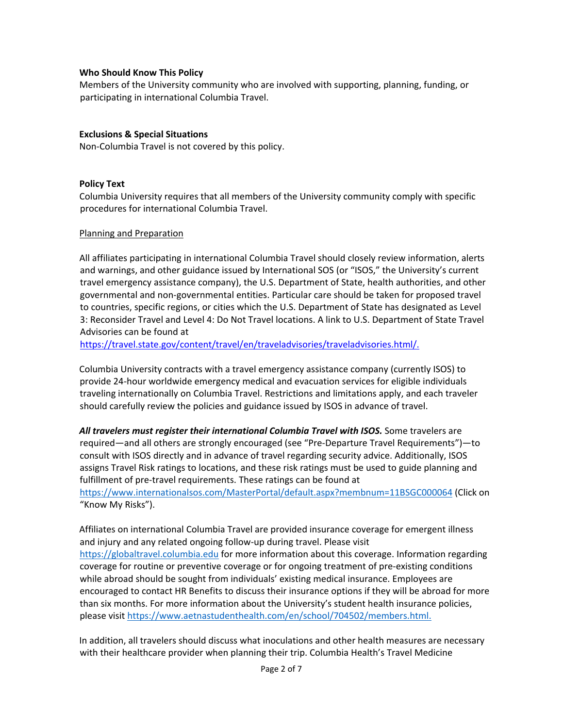**Who Should Know This Policy**

Members of the University community who are involved with supporting, planning, funding, or participating in international Columbia Travel.

**Exclusions & Special Situations**

Non-Columbia Travel is not covered by this policy.

**Policy Text**

Columbia University requires that all members of the University community comply with specific procedures for international Columbia Travel.

Planning and Preparation

All affiliates participating in international Columbia Travel should closely review information, alerts and warnings, and other guidance issued by International SOS (or "ISOS," the University's current travel emergency assistance company), the U.S. Department of State, health authorities, and other governmental and non-governmental entities. Particular care should be taken for proposed travel to countries, specific regions, or cities which the U.S. Department of State has designated as Level 3: Reconsider Travel and Level 4: Do Not Travel locations. A link to U.S. Department of State Travel Advisories can be found at https://travel.state.gov/content/travel/en/traveladvisories/traveladvisories.html/.

Columbia University contracts with a travel emergency assistance company (currently ISOS) to provide 24-hour worldwide emergency medical and evacuation services for eligible individuals traveling internationally on Columbia Travel. Restrictions and limitations apply, and each traveler should carefully review the policies and guidance issued by ISOS in advance of travel.

***All travelers must register their international Columbia Travel with ISOS.*** Some travelers are required—and all others are strongly encouraged (see "Pre-Departure Travel Requirements")—to consult with ISOS directly and in advance of travel regarding security advice. Additionally, ISOS assigns Travel Risk ratings to locations, and these risk ratings must be used to guide planning and fulfillment of pre-travel requirements. These ratings can be found at https://www.internationalsos.com/MasterPortal/default.aspx?membnum=11BSGC000064 (Click on "Know My Risks").

Affiliates on international Columbia Travel are provided insurance coverage for emergent illness and injury and any related ongoing follow-up during travel. Please visit https://globaltravel.columbia.edu for more information about this coverage. Information regarding coverage for routine or preventive coverage or for ongoing treatment of pre-existing conditions while abroad should be sought from individuals' existing medical insurance. Employees are encouraged to contact HR Benefits to discuss their insurance options if they will be abroad for more than six months. For more information about the University's student health insurance policies, please visit https://www.aetnastudenthealth.com/en/school/704502/members.html.

In addition, all travelers should discuss what inoculations and other health measures are necessary with their healthcare provider when planning their trip. Columbia Health's Travel Medicine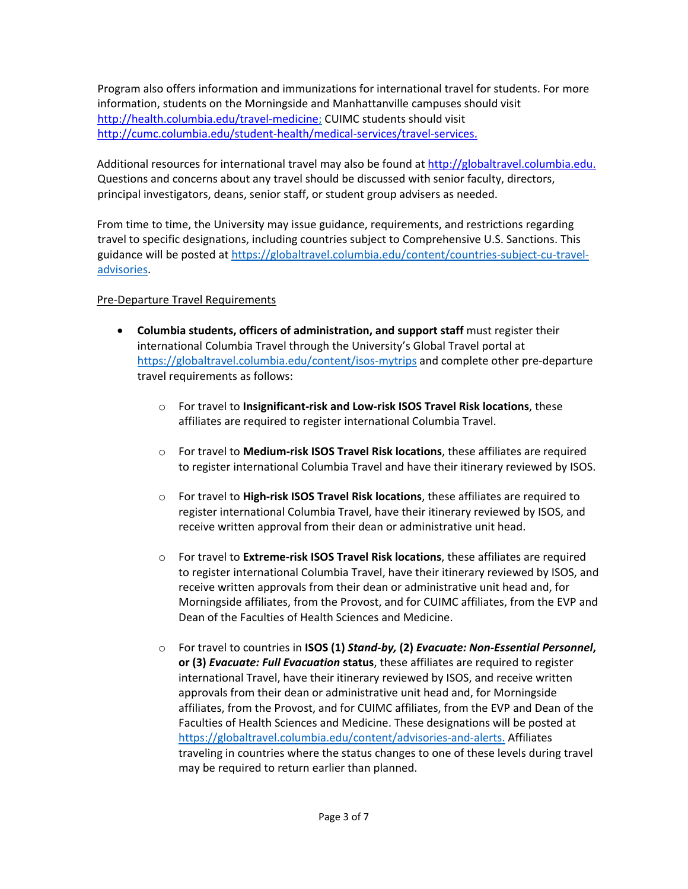Program also offers information and immunizations for international travel for students. For more information, students on the Morningside and Manhattanville campuses should visit http://health.columbia.edu/travel-medicine; CUIMC students should visit http://cumc.columbia.edu/student-health/medical-services/travel-services.

Additional resources for international travel may also be found at http://globaltravel.columbia.edu. Questions and concerns about any travel should be discussed with senior faculty, directors, principal investigators, deans, senior staff, or student group advisers as needed.

From time to time, the University may issue guidance, requirements, and restrictions regarding travel to specific designations, including countries subject to Comprehensive U.S. Sanctions. This guidance will be posted at https://globaltravel.columbia.edu/content/countries-subject-cu-travel-advisories.

Pre-Departure Travel Requirements

- **Columbia students, officers of administration, and support staff** must register their international Columbia Travel through the University's Global Travel portal at https://globaltravel.columbia.edu/content/isos-mytrips and complete other pre-departure travel requirements as follows:

    - For travel to **Insignificant-risk and Low-risk ISOS Travel Risk locations**, these affiliates are required to register international Columbia Travel.

    - For travel to **Medium-risk ISOS Travel Risk locations**, these affiliates are required to register international Columbia Travel and have their itinerary reviewed by ISOS.

    - For travel to **High-risk ISOS Travel Risk locations**, these affiliates are required to register international Columbia Travel, have their itinerary reviewed by ISOS, and receive written approval from their dean or administrative unit head.

    - For travel to **Extreme-risk ISOS Travel Risk locations**, these affiliates are required to register international Columbia Travel, have their itinerary reviewed by ISOS, and receive written approvals from their dean or administrative unit head and, for Morningside affiliates, from the Provost, and for CUIMC affiliates, from the EVP and Dean of the Faculties of Health Sciences and Medicine.

    - For travel to countries in **ISOS (1) *Stand-by,* (2) *Evacuate: Non-Essential Personnel*, or (3) *Evacuate: Full Evacuation* status**, these affiliates are required to register international Travel, have their itinerary reviewed by ISOS, and receive written approvals from their dean or administrative unit head and, for Morningside affiliates, from the Provost, and for CUIMC affiliates, from the EVP and Dean of the Faculties of Health Sciences and Medicine. These designations will be posted at https://globaltravel.columbia.edu/content/advisories-and-alerts. Affiliates traveling in countries where the status changes to one of these levels during travel may be required to return earlier than planned.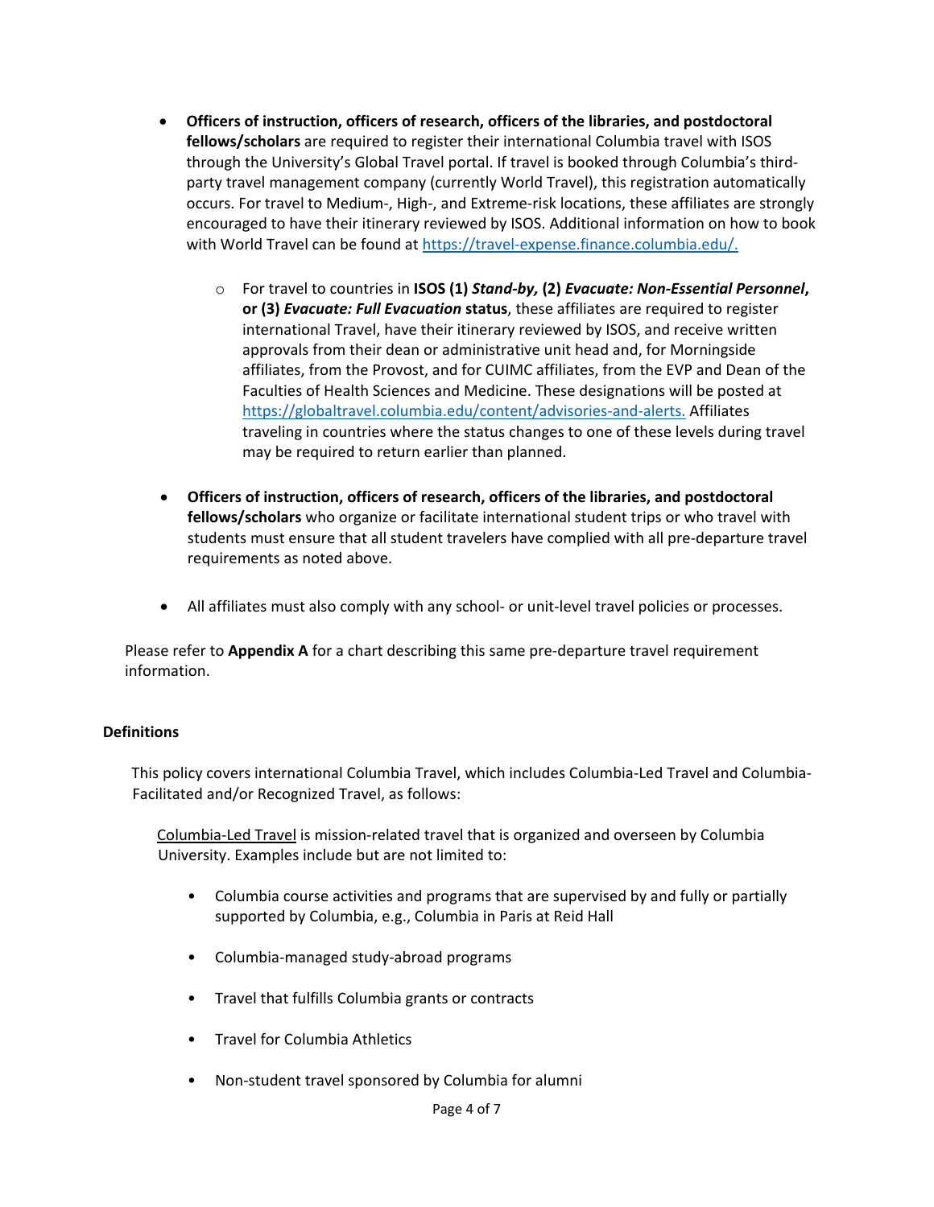- **Officers of instruction, officers of research, officers of the libraries, and postdoctoral fellows/scholars** are required to register their international Columbia travel with ISOS through the University's Global Travel portal. If travel is booked through Columbia's third-party travel management company (currently World Travel), this registration automatically occurs. For travel to Medium-, High-, and Extreme-risk locations, these affiliates are strongly encouraged to have their itinerary reviewed by ISOS. Additional information on how to book with World Travel can be found at [https://travel-expense.finance.columbia.edu/.](https://travel-expense.finance.columbia.edu/)
  - For travel to countries in **ISOS (1) *Stand-by,* (2) *Evacuate: Non-Essential Personnel*, or (3) *Evacuate: Full Evacuation* status**, these affiliates are required to register international Travel, have their itinerary reviewed by ISOS, and receive written approvals from their dean or administrative unit head and, for Morningside affiliates, from the Provost, and for CUIMC affiliates, from the EVP and Dean of the Faculties of Health Sciences and Medicine. These designations will be posted at [https://globaltravel.columbia.edu/content/advisories-and-alerts.](https://globaltravel.columbia.edu/content/advisories-and-alerts) Affiliates traveling in countries where the status changes to one of these levels during travel may be required to return earlier than planned.
- **Officers of instruction, officers of research, officers of the libraries, and postdoctoral fellows/scholars** who organize or facilitate international student trips or who travel with students must ensure that all student travelers have complied with all pre-departure travel requirements as noted above.
- All affiliates must also comply with any school- or unit-level travel policies or processes.

Please refer to **Appendix A** for a chart describing this same pre-departure travel requirement information.

## Definitions

This policy covers international Columbia Travel, which includes Columbia-Led Travel and Columbia-Facilitated and/or Recognized Travel, as follows:

<u>Columbia-Led Travel</u> is mission-related travel that is organized and overseen by Columbia University. Examples include but are not limited to:

- Columbia course activities and programs that are supervised by and fully or partially supported by Columbia, e.g., Columbia in Paris at Reid Hall
- Columbia-managed study-abroad programs
- Travel that fulfills Columbia grants or contracts
- Travel for Columbia Athletics
- Non-student travel sponsored by Columbia for alumni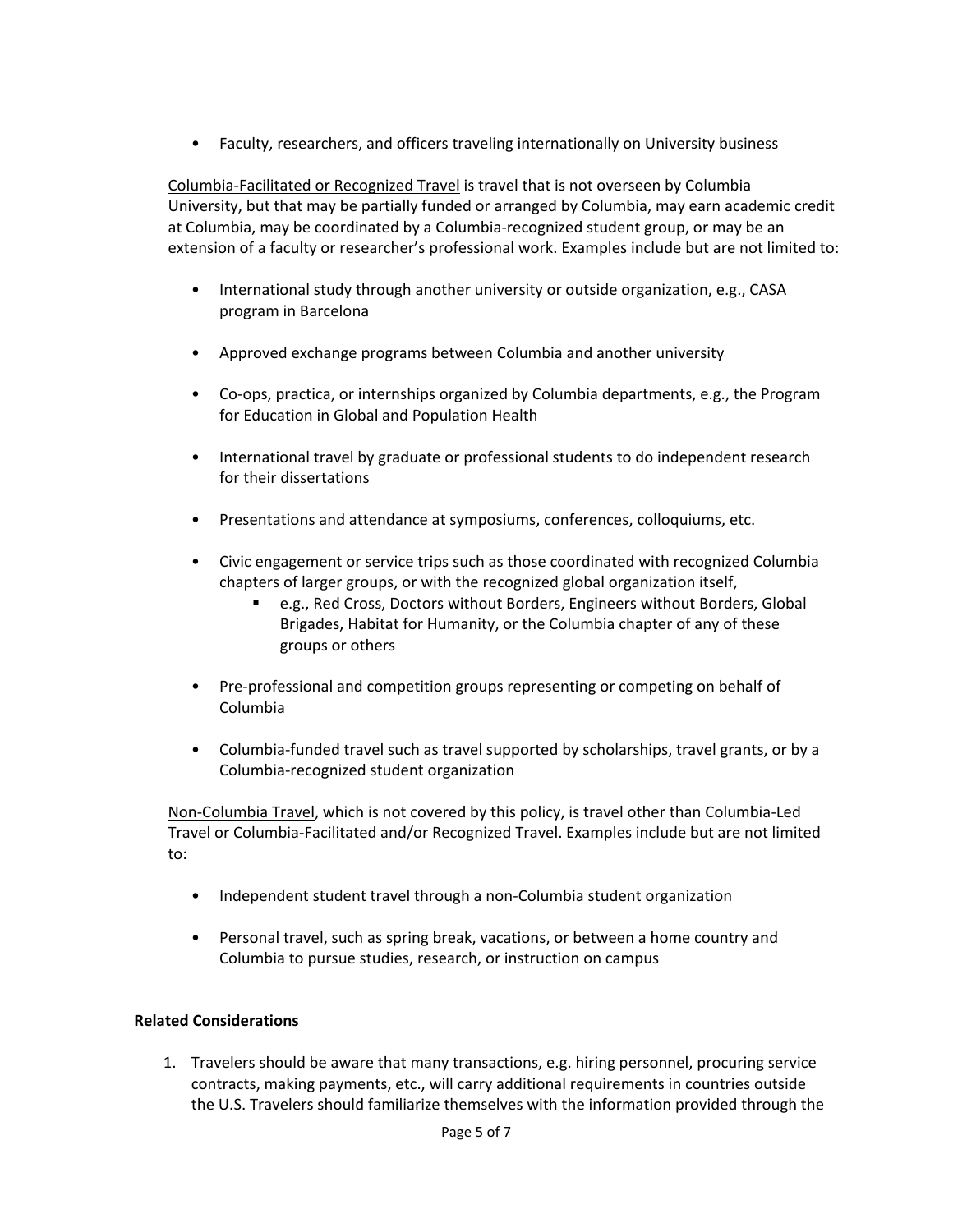- Faculty, researchers, and officers traveling internationally on University business

Columbia-Facilitated or Recognized Travel is travel that is not overseen by Columbia University, but that may be partially funded or arranged by Columbia, may earn academic credit at Columbia, may be coordinated by a Columbia-recognized student group, or may be an extension of a faculty or researcher's professional work. Examples include but are not limited to:

- International study through another university or outside organization, e.g., CASA program in Barcelona
- Approved exchange programs between Columbia and another university
- Co-ops, practica, or internships organized by Columbia departments, e.g., the Program for Education in Global and Population Health
- International travel by graduate or professional students to do independent research for their dissertations
- Presentations and attendance at symposiums, conferences, colloquiums, etc.
- Civic engagement or service trips such as those coordinated with recognized Columbia chapters of larger groups, or with the recognized global organization itself,
  - e.g., Red Cross, Doctors without Borders, Engineers without Borders, Global Brigades, Habitat for Humanity, or the Columbia chapter of any of these groups or others
- Pre-professional and competition groups representing or competing on behalf of Columbia
- Columbia-funded travel such as travel supported by scholarships, travel grants, or by a Columbia-recognized student organization

Non-Columbia Travel, which is not covered by this policy, is travel other than Columbia-Led Travel or Columbia-Facilitated and/or Recognized Travel. Examples include but are not limited to:

- Independent student travel through a non-Columbia student organization
- Personal travel, such as spring break, vacations, or between a home country and Columbia to pursue studies, research, or instruction on campus

**Related Considerations**

1. Travelers should be aware that many transactions, e.g. hiring personnel, procuring service contracts, making payments, etc., will carry additional requirements in countries outside the U.S. Travelers should familiarize themselves with the information provided through the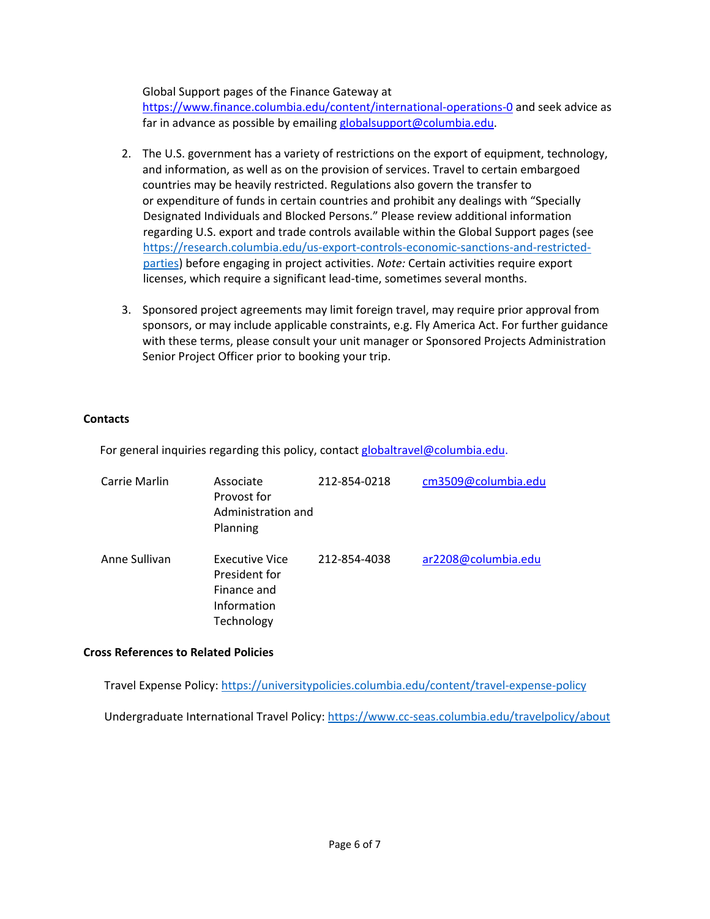Global Support pages of the Finance Gateway at https://www.finance.columbia.edu/content/international-operations-0 and seek advice as far in advance as possible by emailing globalsupport@columbia.edu.

2. The U.S. government has a variety of restrictions on the export of equipment, technology, and information, as well as on the provision of services. Travel to certain embargoed countries may be heavily restricted. Regulations also govern the transfer to or expenditure of funds in certain countries and prohibit any dealings with "Specially Designated Individuals and Blocked Persons." Please review additional information regarding U.S. export and trade controls available within the Global Support pages (see https://research.columbia.edu/us-export-controls-economic-sanctions-and-restricted-parties) before engaging in project activities. *Note:* Certain activities require export licenses, which require a significant lead-time, sometimes several months.

3. Sponsored project agreements may limit foreign travel, may require prior approval from sponsors, or may include applicable constraints, e.g. Fly America Act. For further guidance with these terms, please consult your unit manager or Sponsored Projects Administration Senior Project Officer prior to booking your trip.

**Contacts**

For general inquiries regarding this policy, contact globaltravel@columbia.edu.

| | | | |
|---|---|---|---|
| Carrie Marlin | Associate Provost for Administration and Planning | 212-854-0218 | cm3509@columbia.edu |
| Anne Sullivan | Executive Vice President for Finance and Information Technology | 212-854-4038 | ar2208@columbia.edu |

**Cross References to Related Policies**

Travel Expense Policy: https://universitypolicies.columbia.edu/content/travel-expense-policy

Undergraduate International Travel Policy: https://www.cc-seas.columbia.edu/travelpolicy/about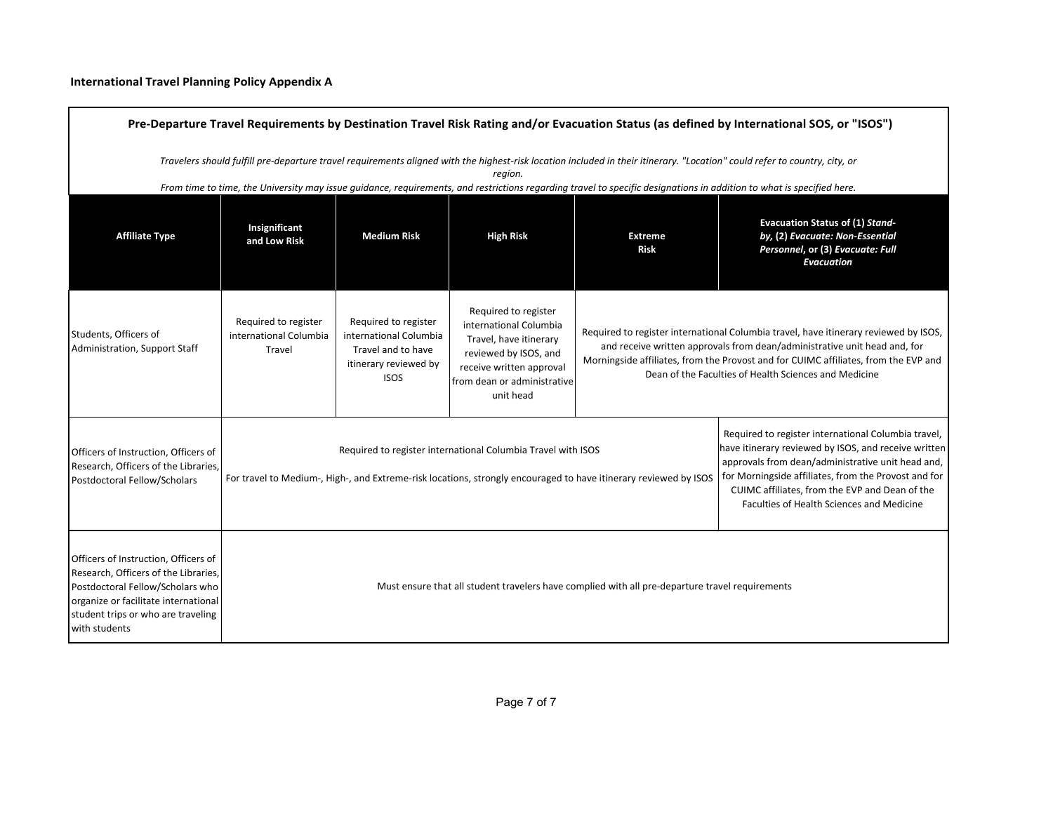**International Travel Planning Policy Appendix A**

**Pre-Departure Travel Requirements by Destination Travel Risk Rating and/or Evacuation Status (as defined by International SOS, or "ISOS")**

*Travelers should fulfill pre-departure travel requirements aligned with the highest-risk location included in their itinerary. "Location" could refer to country, city, or region.*

*From time to time, the University may issue guidance, requirements, and restrictions regarding travel to specific designations in addition to what is specified here.*

| Affiliate Type | Insignificant and Low Risk | Medium Risk | High Risk | Extreme Risk | Evacuation Status of (1) *Stand-by*, (2) *Evacuate: Non-Essential Personnel*, or (3) *Evacuate: Full Evacuation* |
|---|---|---|---|---|---|
| Students, Officers of Administration, Support Staff | Required to register international Columbia Travel | Required to register international Columbia Travel and to have itinerary reviewed by ISOS | Required to register international Columbia Travel, have itinerary reviewed by ISOS, and receive written approval from dean or administrative unit head | Required to register international Columbia travel, have itinerary reviewed by ISOS, and receive written approvals from dean/administrative unit head and, for Morningside affiliates, from the Provost and for CUIMC affiliates, from the EVP and Dean of the Faculties of Health Sciences and Medicine | |
| Officers of Instruction, Officers of Research, Officers of the Libraries, Postdoctoral Fellow/Scholars | Required to register international Columbia Travel with ISOS<br><br>For travel to Medium-, High-, and Extreme-risk locations, strongly encouraged to have itinerary reviewed by ISOS | | | | Required to register international Columbia travel, have itinerary reviewed by ISOS, and receive written approvals from dean/administrative unit head and, for Morningside affiliates, from the Provost and for CUIMC affiliates, from the EVP and Dean of the Faculties of Health Sciences and Medicine |
| Officers of Instruction, Officers of Research, Officers of the Libraries, Postdoctoral Fellow/Scholars who organize or facilitate international student trips or who are traveling with students | Must ensure that all student travelers have complied with all pre-departure travel requirements | | | | |